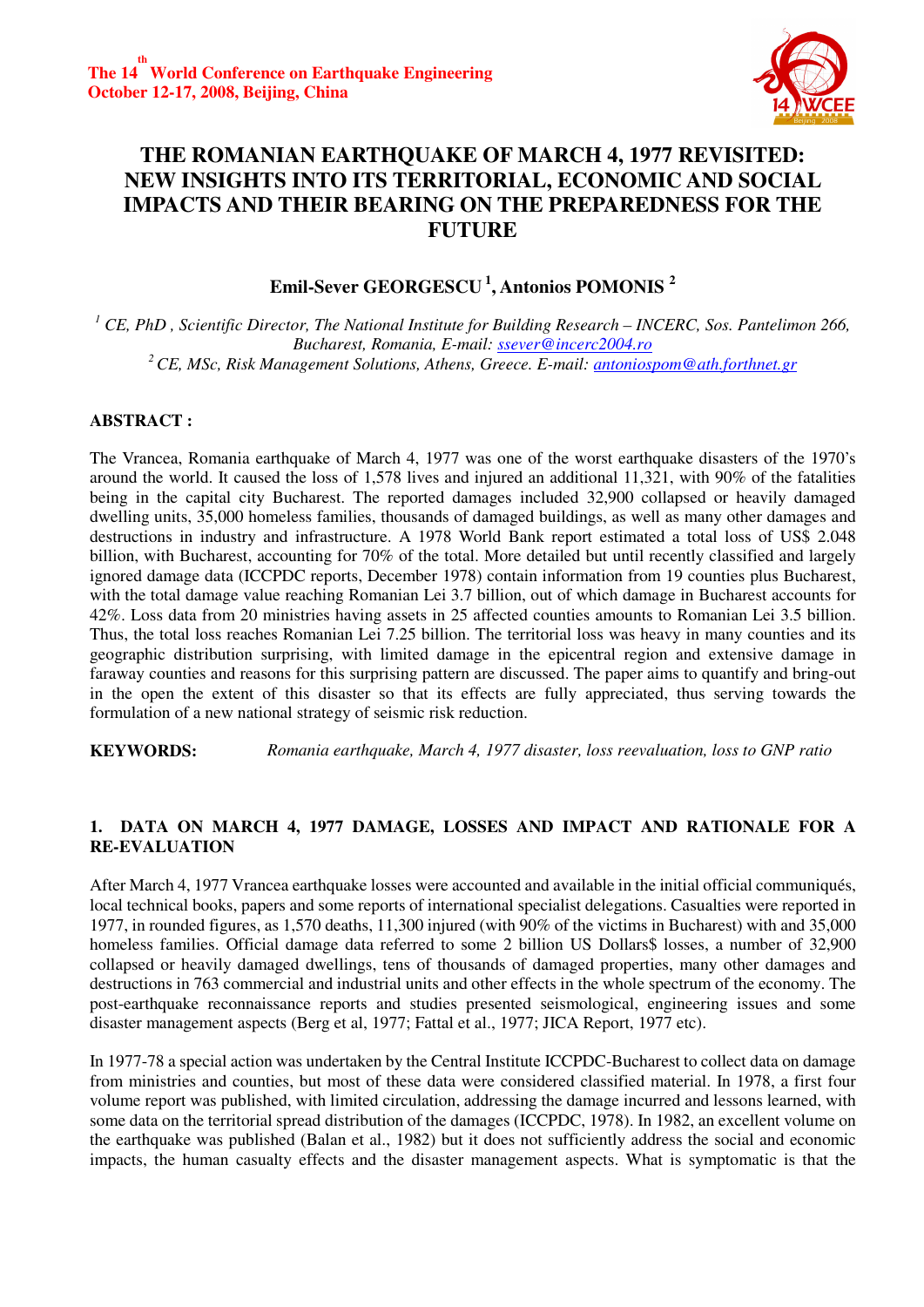# THE ROMANIAN EARTHQUAKE OF MARCH 4, 1977 REVISITED: NEW INSIGHTS INTO ITS TERRITORIAL, ECONOMIC AND SOCIAL IMPACTS AND THEIR BEARING ON THE PREPAREDNESS FOR THE FUTURE

**Emil-Sever GEORGESCU [1], Antonios POMONIS [2]**

[1] *CE, PhD , Scientific Director, The National Institute for Building Research – INCERC, Sos. Pantelimon 266, Bucharest, Romania, E-mail: ssever@incerc2004.ro*
[2] *CE, MSc, Risk Management Solutions, Athens, Greece. E-mail: antoniospom@ath.forthnet.gr*

**ABSTRACT :**

The Vrancea, Romania earthquake of March 4, 1977 was one of the worst earthquake disasters of the 1970's around the world. It caused the loss of 1,578 lives and injured an additional 11,321, with 90% of the fatalities being in the capital city Bucharest. The reported damages included 32,900 collapsed or heavily damaged dwelling units, 35,000 homeless families, thousands of damaged buildings, as well as many other damages and destructions in industry and infrastructure. A 1978 World Bank report estimated a total loss of US$ 2.048 billion, with Bucharest, accounting for 70% of the total. More detailed but until recently classified and largely ignored damage data (ICCPDC reports, December 1978) contain information from 19 counties plus Bucharest, with the total damage value reaching Romanian Lei 3.7 billion, out of which damage in Bucharest accounts for 42%. Loss data from 20 ministries having assets in 25 affected counties amounts to Romanian Lei 3.5 billion. Thus, the total loss reaches Romanian Lei 7.25 billion. The territorial loss was heavy in many counties and its geographic distribution surprising, with limited damage in the epicentral region and extensive damage in faraway counties and reasons for this surprising pattern are discussed. The paper aims to quantify and bring-out in the open the extent of this disaster so that its effects are fully appreciated, thus serving towards the formulation of a new national strategy of seismic risk reduction.

**KEYWORDS:** *Romania earthquake, March 4, 1977 disaster, loss reevaluation, loss to GNP ratio*

## 1. DATA ON MARCH 4, 1977 DAMAGE, LOSSES AND IMPACT AND RATIONALE FOR A RE-EVALUATION

After March 4, 1977 Vrancea earthquake losses were accounted and available in the initial official communiqués, local technical books, papers and some reports of international specialist delegations. Casualties were reported in 1977, in rounded figures, as 1,570 deaths, 11,300 injured (with 90% of the victims in Bucharest) with and 35,000 homeless families. Official damage data referred to some 2 billion US Dollars$ losses, a number of 32,900 collapsed or heavily damaged dwellings, tens of thousands of damaged properties, many other damages and destructions in 763 commercial and industrial units and other effects in the whole spectrum of the economy. The post-earthquake reconnaissance reports and studies presented seismological, engineering issues and some disaster management aspects (Berg et al, 1977; Fattal et al., 1977; JICA Report, 1977 etc).

In 1977-78 a special action was undertaken by the Central Institute ICCPDC-Bucharest to collect data on damage from ministries and counties, but most of these data were considered classified material. In 1978, a first four volume report was published, with limited circulation, addressing the damage incurred and lessons learned, with some data on the territorial spread distribution of the damages (ICCPDC, 1978). In 1982, an excellent volume on the earthquake was published (Balan et al., 1982) but it does not sufficiently address the social and economic impacts, the human casualty effects and the disaster management aspects. What is symptomatic is that the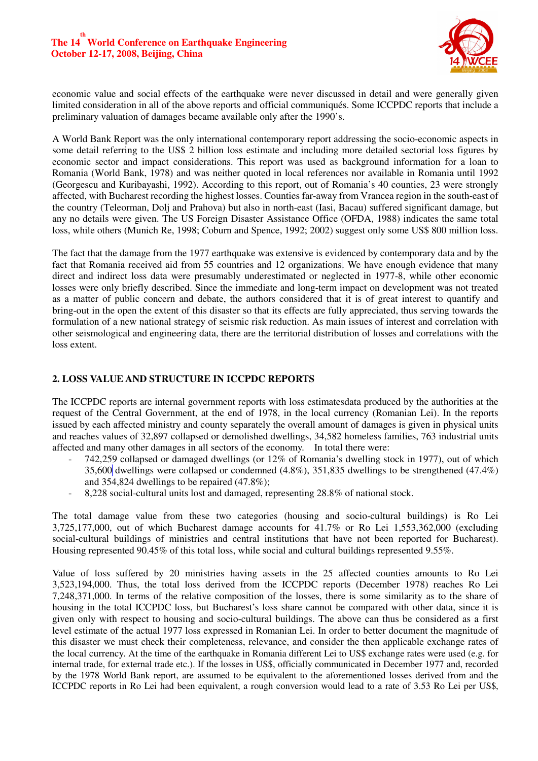economic value and social effects of the earthquake were never discussed in detail and were generally given limited consideration in all of the above reports and official communiqués. Some ICCPDC reports that include a preliminary valuation of damages became available only after the 1990's.

A World Bank Report was the only international contemporary report addressing the socio-economic aspects in some detail referring to the US$ 2 billion loss estimate and including more detailed sectorial loss figures by economic sector and impact considerations. This report was used as background information for a loan to Romania (World Bank, 1978) and was neither quoted in local references nor available in Romania until 1992 (Georgescu and Kuribayashi, 1992). According to this report, out of Romania's 40 counties, 23 were strongly affected, with Bucharest recording the highest losses. Counties far-away from Vrancea region in the south-east of the country (Teleorman, Dolj and Prahova) but also in north-east (Iasi, Bacau) suffered significant damage, but any no details were given. The US Foreign Disaster Assistance Office (OFDA, 1988) indicates the same total loss, while others (Munich Re, 1998; Coburn and Spence, 1992; 2002) suggest only some US$ 800 million loss.

The fact that the damage from the 1977 earthquake was extensive is evidenced by contemporary data and by the fact that Romania received aid from 55 countries and 12 organizations. We have enough evidence that many direct and indirect loss data were presumably underestimated or neglected in 1977-8, while other economic losses were only briefly described. Since the immediate and long-term impact on development was not treated as a matter of public concern and debate, the authors considered that it is of great interest to quantify and bring-out in the open the extent of this disaster so that its effects are fully appreciated, thus serving towards the formulation of a new national strategy of seismic risk reduction. As main issues of interest and correlation with other seismological and engineering data, there are the territorial distribution of losses and correlations with the loss extent.

## 2. LOSS VALUE AND STRUCTURE IN ICCPDC REPORTS

The ICCPDC reports are internal government reports with loss estimatesdata produced by the authorities at the request of the Central Government, at the end of 1978, in the local currency (Romanian Lei). In the reports issued by each affected ministry and county separately the overall amount of damages is given in physical units and reaches values of 32,897 collapsed or demolished dwellings, 34,582 homeless families, 763 industrial units affected and many other damages in all sectors of the economy. In total there were:

- 742,259 collapsed or damaged dwellings (or 12% of Romania's dwelling stock in 1977), out of which 35,600 dwellings were collapsed or condemned (4.8%), 351,835 dwellings to be strengthened (47.4%) and 354,824 dwellings to be repaired (47.8%);
- 8,228 social-cultural units lost and damaged, representing 28.8% of national stock.

The total damage value from these two categories (housing and socio-cultural buildings) is Ro Lei 3,725,177,000, out of which Bucharest damage accounts for 41.7% or Ro Lei 1,553,362,000 (excluding social-cultural buildings of ministries and central institutions that have not been reported for Bucharest). Housing represented 90.45% of this total loss, while social and cultural buildings represented 9.55%.

Value of loss suffered by 20 ministries having assets in the 25 affected counties amounts to Ro Lei 3,523,194,000. Thus, the total loss derived from the ICCPDC reports (December 1978) reaches Ro Lei 7,248,371,000. In terms of the relative composition of the losses, there is some similarity as to the share of housing in the total ICCPDC loss, but Bucharest's loss share cannot be compared with other data, since it is given only with respect to housing and socio-cultural buildings. The above can thus be considered as a first level estimate of the actual 1977 loss expressed in Romanian Lei. In order to better document the magnitude of this disaster we must check their completeness, relevance, and consider the then applicable exchange rates of the local currency. At the time of the earthquake in Romania different Lei to US$ exchange rates were used (e.g. for internal trade, for external trade etc.). If the losses in US$, officially communicated in December 1977 and, recorded by the 1978 World Bank report, are assumed to be equivalent to the aforementioned losses derived from and the ICCPDC reports in Ro Lei had been equivalent, a rough conversion would lead to a rate of 3.53 Ro Lei per US$,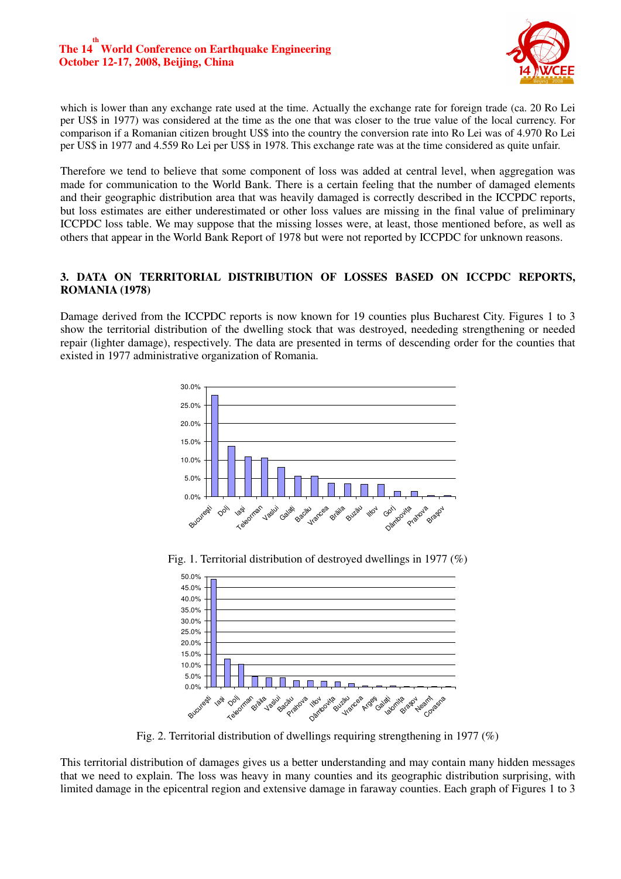which is lower than any exchange rate used at the time. Actually the exchange rate for foreign trade (ca. 20 Ro Lei per US$ in 1977) was considered at the time as the one that was closer to the true value of the local currency. For comparison if a Romanian citizen brought US$ into the country the conversion rate into Ro Lei was of 4.970 Ro Lei per US$ in 1977 and 4.559 Ro Lei per US$ in 1978. This exchange rate was at the time considered as quite unfair.

Therefore we tend to believe that some component of loss was added at central level, when aggregation was made for communication to the World Bank. There is a certain feeling that the number of damaged elements and their geographic distribution area that was heavily damaged is correctly described in the ICCPDC reports, but loss estimates are either underestimated or other loss values are missing in the final value of preliminary ICCPDC loss table. We may suppose that the missing losses were, at least, those mentioned before, as well as others that appear in the World Bank Report of 1978 but were not reported by ICCPDC for unknown reasons.

## 3. DATA ON TERRITORIAL DISTRIBUTION OF LOSSES BASED ON ICCPDC REPORTS, ROMANIA (1978)

Damage derived from the ICCPDC reports is now known for 19 counties plus Bucharest City. Figures 1 to 3 show the territorial distribution of the dwelling stock that was destroyed, neededing strengthening or needed repair (lighter damage), respectively. The data are presented in terms of descending order for the counties that existed in 1977 administrative organization of Romania.

Fig. 1. Territorial distribution of destroyed dwellings in 1977 (%)

Fig. 2. Territorial distribution of dwellings requiring strengthening in 1977 (%)

This territorial distribution of damages gives us a better understanding and may contain many hidden messages that we need to explain. The loss was heavy in many counties and its geographic distribution surprising, with limited damage in the epicentral region and extensive damage in faraway counties. Each graph of Figures 1 to 3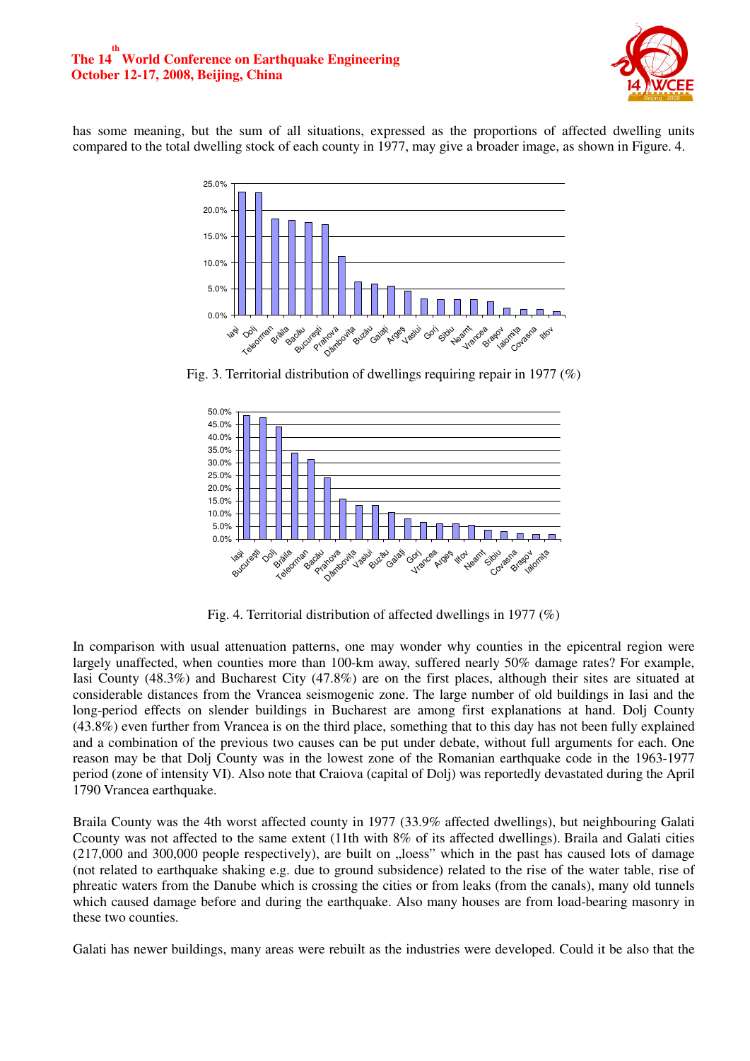has some meaning, but the sum of all situations, expressed as the proportions of affected dwelling units compared to the total dwelling stock of each county in 1977, may give a broader image, as shown in Figure. 4.

Fig. 3. Territorial distribution of dwellings requiring repair in 1977 (%)

Fig. 4. Territorial distribution of affected dwellings in 1977 (%)

In comparison with usual attenuation patterns, one may wonder why counties in the epicentral region were largely unaffected, when counties more than 100-km away, suffered nearly 50% damage rates? For example, Iasi County (48.3%) and Bucharest City (47.8%) are on the first places, although their sites are situated at considerable distances from the Vrancea seismogenic zone. The large number of old buildings in Iasi and the long-period effects on slender buildings in Bucharest are among first explanations at hand. Dolj County (43.8%) even further from Vrancea is on the third place, something that to this day has not been fully explained and a combination of the previous two causes can be put under debate, without full arguments for each. One reason may be that Dolj County was in the lowest zone of the Romanian earthquake code in the 1963-1977 period (zone of intensity VI). Also note that Craiova (capital of Dolj) was reportedly devastated during the April 1790 Vrancea earthquake.

Braila County was the 4th worst affected county in 1977 (33.9% affected dwellings), but neighbouring Galati Ccounty was not affected to the same extent (11th with 8% of its affected dwellings). Braila and Galati cities (217,000 and 300,000 people respectively), are built on „loess" which in the past has caused lots of damage (not related to earthquake shaking e.g. due to ground subsidence) related to the rise of the water table, rise of phreatic waters from the Danube which is crossing the cities or from leaks (from the canals), many old tunnels which caused damage before and during the earthquake. Also many houses are from load-bearing masonry in these two counties.

Galati has newer buildings, many areas were rebuilt as the industries were developed. Could it be also that the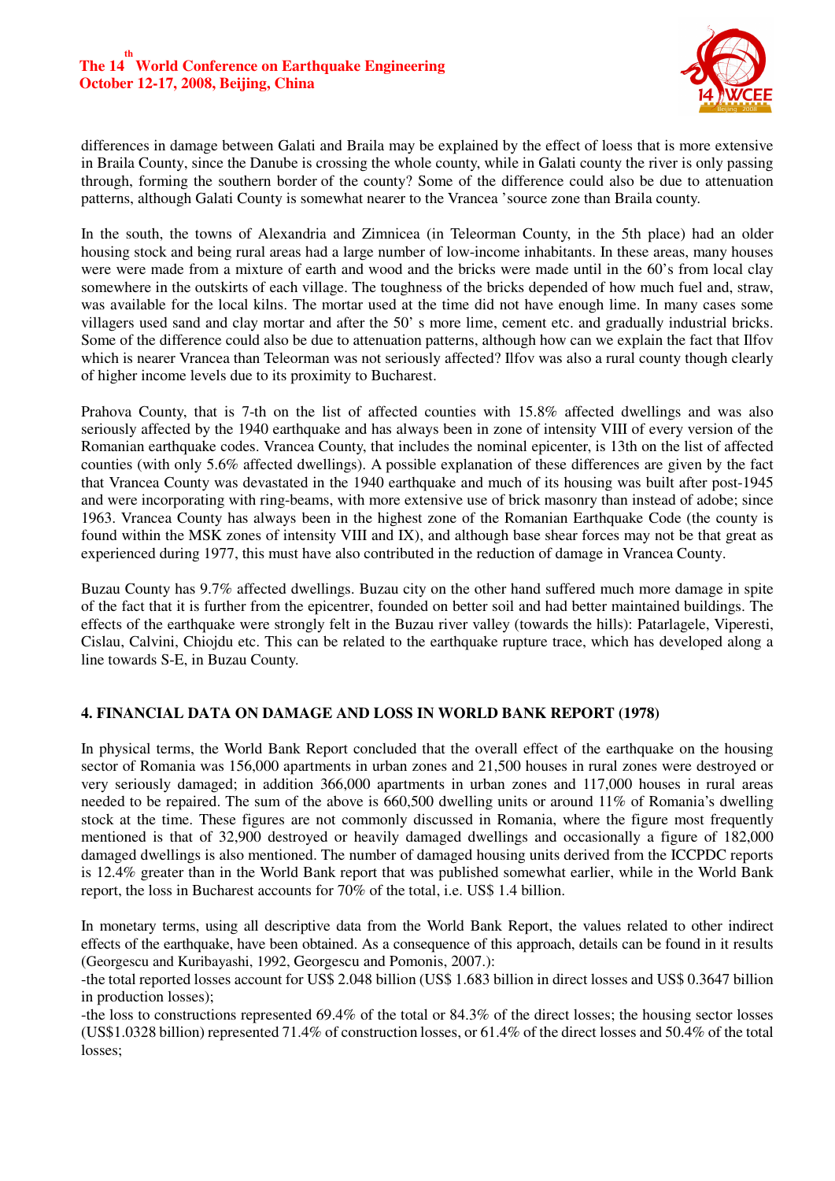differences in damage between Galati and Braila may be explained by the effect of loess that is more extensive in Braila County, since the Danube is crossing the whole county, while in Galati county the river is only passing through, forming the southern border of the county? Some of the difference could also be due to attenuation patterns, although Galati County is somewhat nearer to the Vrancea 'source zone than Braila county.

In the south, the towns of Alexandria and Zimnicea (in Teleorman County, in the 5th place) had an older housing stock and being rural areas had a large number of low-income inhabitants. In these areas, many houses were were made from a mixture of earth and wood and the bricks were made until in the 60's from local clay somewhere in the outskirts of each village. The toughness of the bricks depended of how much fuel and, straw, was available for the local kilns. The mortar used at the time did not have enough lime. In many cases some villagers used sand and clay mortar and after the 50' s more lime, cement etc. and gradually industrial bricks. Some of the difference could also be due to attenuation patterns, although how can we explain the fact that Ilfov which is nearer Vrancea than Teleorman was not seriously affected? Ilfov was also a rural county though clearly of higher income levels due to its proximity to Bucharest.

Prahova County, that is 7-th on the list of affected counties with 15.8% affected dwellings and was also seriously affected by the 1940 earthquake and has always been in zone of intensity VIII of every version of the Romanian earthquake codes. Vrancea County, that includes the nominal epicenter, is 13th on the list of affected counties (with only 5.6% affected dwellings). A possible explanation of these differences are given by the fact that Vrancea County was devastated in the 1940 earthquake and much of its housing was built after post-1945 and were incorporating with ring-beams, with more extensive use of brick masonry than instead of adobe; since 1963. Vrancea County has always been in the highest zone of the Romanian Earthquake Code (the county is found within the MSK zones of intensity VIII and IX), and although base shear forces may not be that great as experienced during 1977, this must have also contributed in the reduction of damage in Vrancea County.

Buzau County has 9.7% affected dwellings. Buzau city on the other hand suffered much more damage in spite of the fact that it is further from the epicentrer, founded on better soil and had better maintained buildings. The effects of the earthquake were strongly felt in the Buzau river valley (towards the hills): Patarlagele, Viperesti, Cislau, Calvini, Chiojdu etc. This can be related to the earthquake rupture trace, which has developed along a line towards S-E, in Buzau County.

## 4. FINANCIAL DATA ON DAMAGE AND LOSS IN WORLD BANK REPORT (1978)

In physical terms, the World Bank Report concluded that the overall effect of the earthquake on the housing sector of Romania was 156,000 apartments in urban zones and 21,500 houses in rural zones were destroyed or very seriously damaged; in addition 366,000 apartments in urban zones and 117,000 houses in rural areas needed to be repaired. The sum of the above is 660,500 dwelling units or around 11% of Romania's dwelling stock at the time. These figures are not commonly discussed in Romania, where the figure most frequently mentioned is that of 32,900 destroyed or heavily damaged dwellings and occasionally a figure of 182,000 damaged dwellings is also mentioned. The number of damaged housing units derived from the ICCPDC reports is 12.4% greater than in the World Bank report that was published somewhat earlier, while in the World Bank report, the loss in Bucharest accounts for 70% of the total, i.e. US$ 1.4 billion.

In monetary terms, using all descriptive data from the World Bank Report, the values related to other indirect effects of the earthquake, have been obtained. As a consequence of this approach, details can be found in it results (Georgescu and Kuribayashi, 1992, Georgescu and Pomonis, 2007.):

-the total reported losses account for US$ 2.048 billion (US$ 1.683 billion in direct losses and US$ 0.3647 billion in production losses);

-the loss to constructions represented 69.4% of the total or 84.3% of the direct losses; the housing sector losses (US$1.0328 billion) represented 71.4% of construction losses, or 61.4% of the direct losses and 50.4% of the total losses;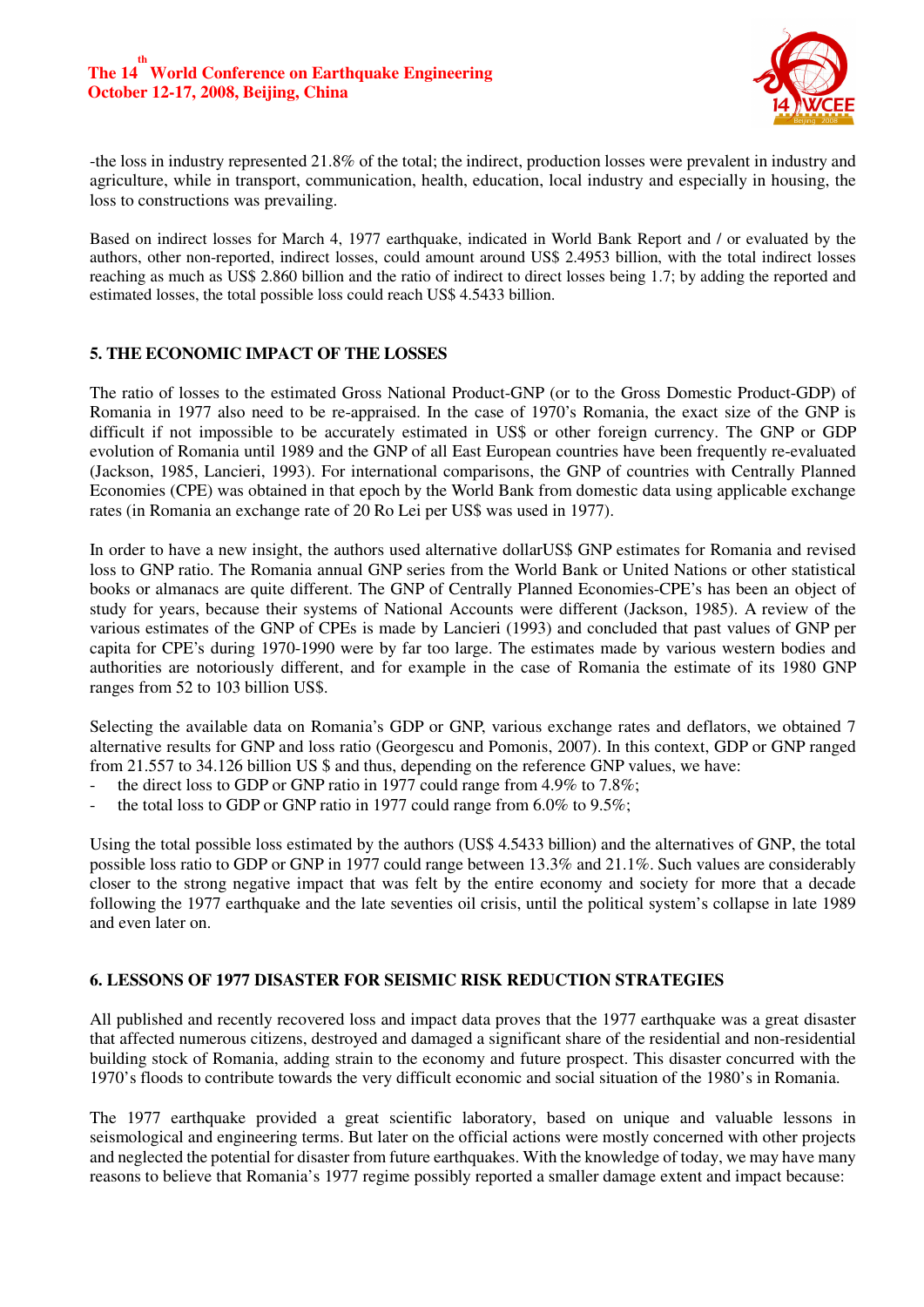-the loss in industry represented 21.8% of the total; the indirect, production losses were prevalent in industry and agriculture, while in transport, communication, health, education, local industry and especially in housing, the loss to constructions was prevailing.

Based on indirect losses for March 4, 1977 earthquake, indicated in World Bank Report and / or evaluated by the authors, other non-reported, indirect losses, could amount around US$ 2.4953 billion, with the total indirect losses reaching as much as US$ 2.860 billion and the ratio of indirect to direct losses being 1.7; by adding the reported and estimated losses, the total possible loss could reach US$ 4.5433 billion.

## 5. THE ECONOMIC IMPACT OF THE LOSSES

The ratio of losses to the estimated Gross National Product-GNP (or to the Gross Domestic Product-GDP) of Romania in 1977 also need to be re-appraised. In the case of 1970's Romania, the exact size of the GNP is difficult if not impossible to be accurately estimated in US$ or other foreign currency. The GNP or GDP evolution of Romania until 1989 and the GNP of all East European countries have been frequently re-evaluated (Jackson, 1985, Lancieri, 1993). For international comparisons, the GNP of countries with Centrally Planned Economies (CPE) was obtained in that epoch by the World Bank from domestic data using applicable exchange rates (in Romania an exchange rate of 20 Ro Lei per US$ was used in 1977).

In order to have a new insight, the authors used alternative dollarUS$ GNP estimates for Romania and revised loss to GNP ratio. The Romania annual GNP series from the World Bank or United Nations or other statistical books or almanacs are quite different. The GNP of Centrally Planned Economies-CPE's has been an object of study for years, because their systems of National Accounts were different (Jackson, 1985). A review of the various estimates of the GNP of CPEs is made by Lancieri (1993) and concluded that past values of GNP per capita for CPE's during 1970-1990 were by far too large. The estimates made by various western bodies and authorities are notoriously different, and for example in the case of Romania the estimate of its 1980 GNP ranges from 52 to 103 billion US$.

Selecting the available data on Romania's GDP or GNP, various exchange rates and deflators, we obtained 7 alternative results for GNP and loss ratio (Georgescu and Pomonis, 2007). In this context, GDP or GNP ranged from 21.557 to 34.126 billion US $ and thus, depending on the reference GNP values, we have:

- the direct loss to GDP or GNP ratio in 1977 could range from 4.9% to 7.8%;
- the total loss to GDP or GNP ratio in 1977 could range from 6.0% to 9.5%;

Using the total possible loss estimated by the authors (US$ 4.5433 billion) and the alternatives of GNP, the total possible loss ratio to GDP or GNP in 1977 could range between 13.3% and 21.1%. Such values are considerably closer to the strong negative impact that was felt by the entire economy and society for more that a decade following the 1977 earthquake and the late seventies oil crisis, until the political system's collapse in late 1989 and even later on.

## 6. LESSONS OF 1977 DISASTER FOR SEISMIC RISK REDUCTION STRATEGIES

All published and recently recovered loss and impact data proves that the 1977 earthquake was a great disaster that affected numerous citizens, destroyed and damaged a significant share of the residential and non-residential building stock of Romania, adding strain to the economy and future prospect. This disaster concurred with the 1970's floods to contribute towards the very difficult economic and social situation of the 1980's in Romania.

The 1977 earthquake provided a great scientific laboratory, based on unique and valuable lessons in seismological and engineering terms. But later on the official actions were mostly concerned with other projects and neglected the potential for disaster from future earthquakes. With the knowledge of today, we may have many reasons to believe that Romania's 1977 regime possibly reported a smaller damage extent and impact because: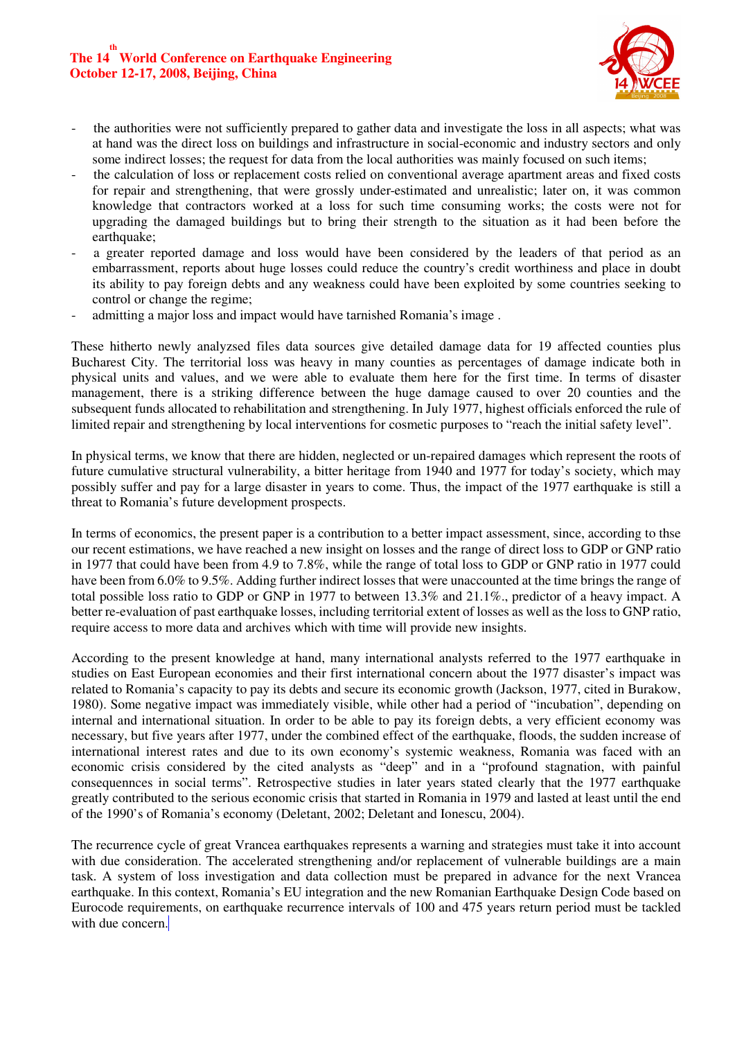- the authorities were not sufficiently prepared to gather data and investigate the loss in all aspects; what was at hand was the direct loss on buildings and infrastructure in social-economic and industry sectors and only some indirect losses; the request for data from the local authorities was mainly focused on such items;
- the calculation of loss or replacement costs relied on conventional average apartment areas and fixed costs for repair and strengthening, that were grossly under-estimated and unrealistic; later on, it was common knowledge that contractors worked at a loss for such time consuming works; the costs were not for upgrading the damaged buildings but to bring their strength to the situation as it had been before the earthquake;
- a greater reported damage and loss would have been considered by the leaders of that period as an embarrassment, reports about huge losses could reduce the country's credit worthiness and place in doubt its ability to pay foreign debts and any weakness could have been exploited by some countries seeking to control or change the regime;
- admitting a major loss and impact would have tarnished Romania's image .

These hitherto newly analyzsed files data sources give detailed damage data for 19 affected counties plus Bucharest City. The territorial loss was heavy in many counties as percentages of damage indicate both in physical units and values, and we were able to evaluate them here for the first time. In terms of disaster management, there is a striking difference between the huge damage caused to over 20 counties and the subsequent funds allocated to rehabilitation and strengthening. In July 1977, highest officials enforced the rule of limited repair and strengthening by local interventions for cosmetic purposes to "reach the initial safety level".

In physical terms, we know that there are hidden, neglected or un-repaired damages which represent the roots of future cumulative structural vulnerability, a bitter heritage from 1940 and 1977 for today's society, which may possibly suffer and pay for a large disaster in years to come. Thus, the impact of the 1977 earthquake is still a threat to Romania's future development prospects.

In terms of economics, the present paper is a contribution to a better impact assessment, since, according to thse our recent estimations, we have reached a new insight on losses and the range of direct loss to GDP or GNP ratio in 1977 that could have been from 4.9 to 7.8%, while the range of total loss to GDP or GNP ratio in 1977 could have been from 6.0% to 9.5%. Adding further indirect losses that were unaccounted at the time brings the range of total possible loss ratio to GDP or GNP in 1977 to between 13.3% and 21.1%., predictor of a heavy impact. A better re-evaluation of past earthquake losses, including territorial extent of losses as well as the loss to GNP ratio, require access to more data and archives which with time will provide new insights.

According to the present knowledge at hand, many international analysts referred to the 1977 earthquake in studies on East European economies and their first international concern about the 1977 disaster's impact was related to Romania's capacity to pay its debts and secure its economic growth (Jackson, 1977, cited in Burakow, 1980). Some negative impact was immediately visible, while other had a period of "incubation", depending on internal and international situation. In order to be able to pay its foreign debts, a very efficient economy was necessary, but five years after 1977, under the combined effect of the earthquake, floods, the sudden increase of international interest rates and due to its own economy's systemic weakness, Romania was faced with an economic crisis considered by the cited analysts as "deep" and in a "profound stagnation, with painful consequennces in social terms". Retrospective studies in later years stated clearly that the 1977 earthquake greatly contributed to the serious economic crisis that started in Romania in 1979 and lasted at least until the end of the 1990's of Romania's economy (Deletant, 2002; Deletant and Ionescu, 2004).

The recurrence cycle of great Vrancea earthquakes represents a warning and strategies must take it into account with due consideration. The accelerated strengthening and/or replacement of vulnerable buildings are a main task. A system of loss investigation and data collection must be prepared in advance for the next Vrancea earthquake. In this context, Romania's EU integration and the new Romanian Earthquake Design Code based on Eurocode requirements, on earthquake recurrence intervals of 100 and 475 years return period must be tackled with due concern.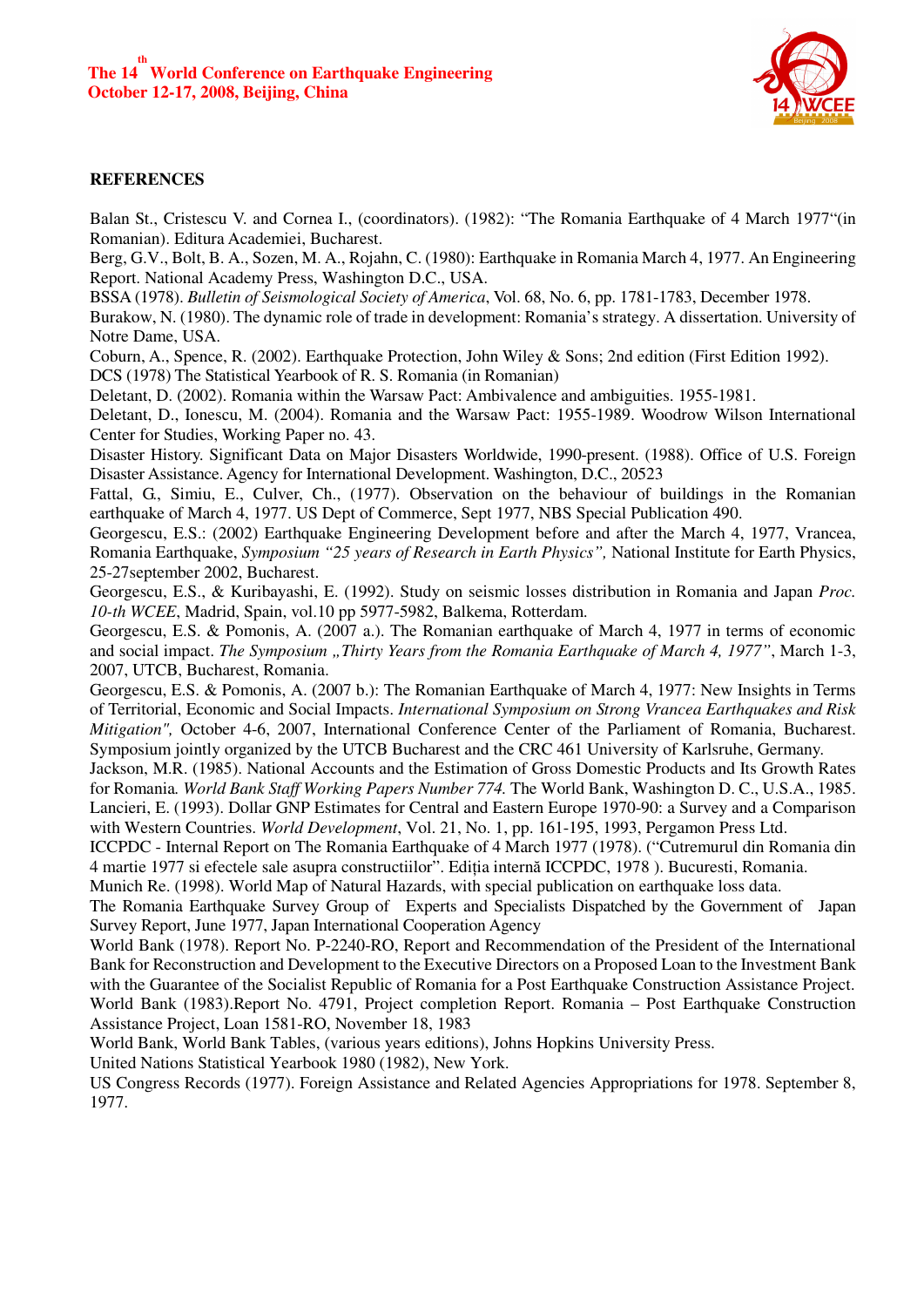## REFERENCES

Balan St., Cristescu V. and Cornea I., (coordinators). (1982): "The Romania Earthquake of 4 March 1977"(in Romanian). Editura Academiei, Bucharest.

Berg, G.V., Bolt, B. A., Sozen, M. A., Rojahn, C. (1980): Earthquake in Romania March 4, 1977. An Engineering Report. National Academy Press, Washington D.C., USA.

BSSA (1978). *Bulletin of Seismological Society of America*, Vol. 68, No. 6, pp. 1781-1783, December 1978.

Burakow, N. (1980). The dynamic role of trade in development: Romania's strategy. A dissertation. University of Notre Dame, USA.

Coburn, A., Spence, R. (2002). Earthquake Protection, John Wiley & Sons; 2nd edition (First Edition 1992).

DCS (1978) The Statistical Yearbook of R. S. Romania (in Romanian)

Deletant, D. (2002). Romania within the Warsaw Pact: Ambivalence and ambiguities. 1955-1981.

Deletant, D., Ionescu, M. (2004). Romania and the Warsaw Pact: 1955-1989. Woodrow Wilson International Center for Studies, Working Paper no. 43.

Disaster History. Significant Data on Major Disasters Worldwide, 1990-present. (1988). Office of U.S. Foreign Disaster Assistance. Agency for International Development. Washington, D.C., 20523

Fattal, G., Simiu, E., Culver, Ch., (1977). Observation on the behaviour of buildings in the Romanian earthquake of March 4, 1977. US Dept of Commerce, Sept 1977, NBS Special Publication 490.

Georgescu, E.S.: (2002) Earthquake Engineering Development before and after the March 4, 1977, Vrancea, Romania Earthquake, *Symposium "25 years of Research in Earth Physics",* National Institute for Earth Physics, 25-27september 2002, Bucharest.

Georgescu, E.S., & Kuribayashi, E. (1992). Study on seismic losses distribution in Romania and Japan *Proc. 10-th WCEE*, Madrid, Spain, vol.10 pp 5977-5982, Balkema, Rotterdam.

Georgescu, E.S. & Pomonis, A. (2007 a.). The Romanian earthquake of March 4, 1977 in terms of economic and social impact. *The Symposium „Thirty Years from the Romania Earthquake of March 4, 1977"*, March 1-3, 2007, UTCB, Bucharest, Romania.

Georgescu, E.S. & Pomonis, A. (2007 b.): The Romanian Earthquake of March 4, 1977: New Insights in Terms of Territorial, Economic and Social Impacts. *International Symposium on Strong Vrancea Earthquakes and Risk Mitigation",* October 4-6, 2007, International Conference Center of the Parliament of Romania, Bucharest. Symposium jointly organized by the UTCB Bucharest and the CRC 461 University of Karlsruhe, Germany.

Jackson, M.R. (1985). National Accounts and the Estimation of Gross Domestic Products and Its Growth Rates for Romania*. World Bank Staff Working Papers Number 774.* The World Bank, Washington D. C., U.S.A., 1985.

Lancieri, E. (1993). Dollar GNP Estimates for Central and Eastern Europe 1970-90: a Survey and a Comparison with Western Countries. *World Development*, Vol. 21, No. 1, pp. 161-195, 1993, Pergamon Press Ltd.

ICCPDC - Internal Report on The Romania Earthquake of 4 March 1977 (1978). ("Cutremurul din Romania din 4 martie 1977 si efectele sale asupra constructiilor". Ediția internă ICCPDC, 1978 ). Bucuresti, Romania.

Munich Re. (1998). World Map of Natural Hazards, with special publication on earthquake loss data.

The Romania Earthquake Survey Group of Experts and Specialists Dispatched by the Government of Japan Survey Report, June 1977, Japan International Cooperation Agency

World Bank (1978). Report No. P-2240-RO, Report and Recommendation of the President of the International Bank for Reconstruction and Development to the Executive Directors on a Proposed Loan to the Investment Bank with the Guarantee of the Socialist Republic of Romania for a Post Earthquake Construction Assistance Project.

World Bank (1983).Report No. 4791, Project completion Report. Romania – Post Earthquake Construction Assistance Project, Loan 1581-RO, November 18, 1983

World Bank, World Bank Tables, (various years editions), Johns Hopkins University Press.

United Nations Statistical Yearbook 1980 (1982), New York.

US Congress Records (1977). Foreign Assistance and Related Agencies Appropriations for 1978. September 8, 1977.